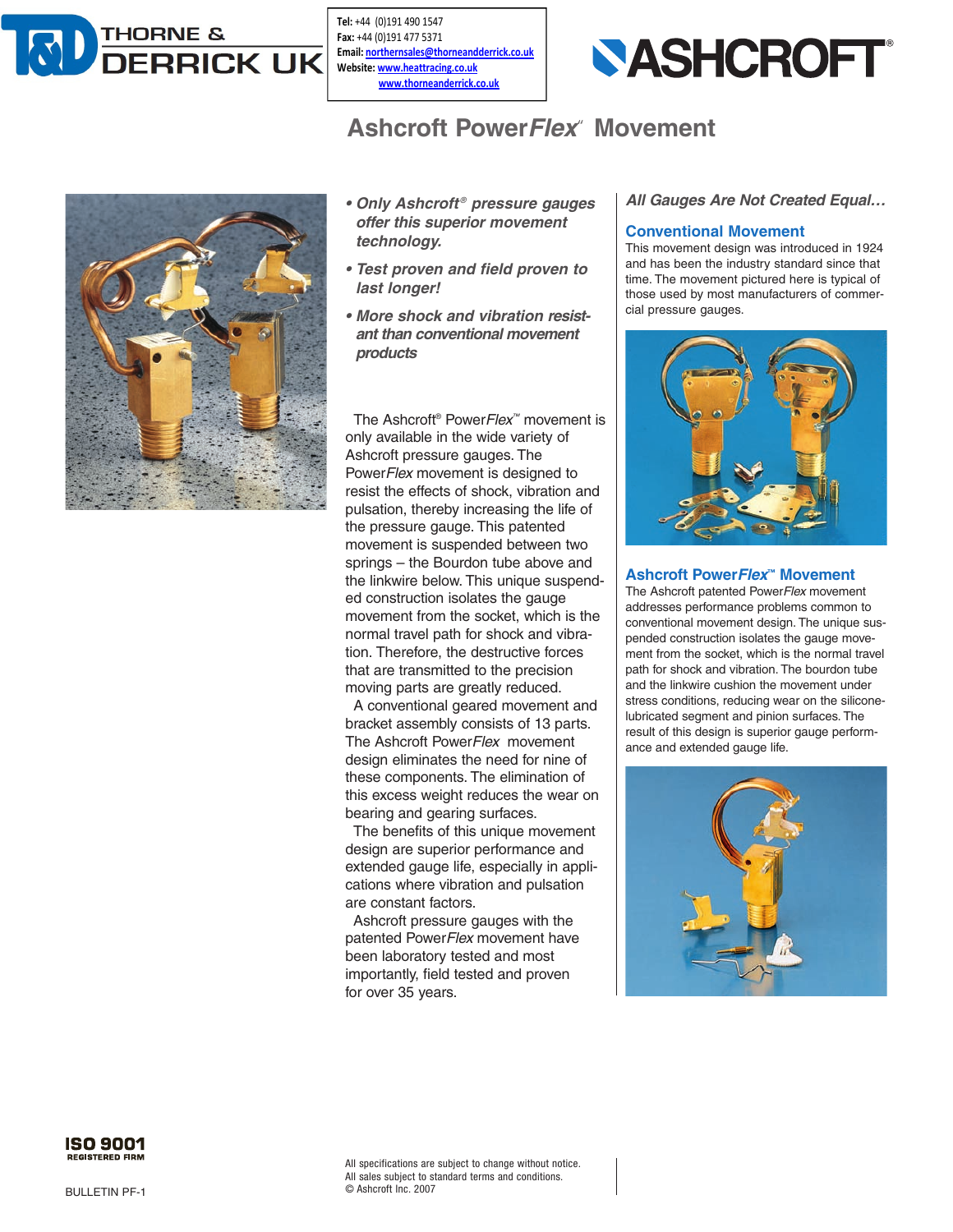THORNE & DERRICK UK

**Tel:** +44 (0)191 490 1547
**Fax:** +44 (0)191 477 5371
**Email:** northernsales@thorneandderrick.co.uk
**Website:** www.heattracing.co.uk
www.thorneanderrick.co.uk

ASHCROFT®

# Ashcroft Power*Flex*™ Movement

- ***Only Ashcroft® pressure gauges offer this superior movement technology.***
- ***Test proven and field proven to last longer!***
- ***More shock and vibration resistant than conventional movement products***

The Ashcroft® Power*Flex*™ movement is only available in the wide variety of Ashcroft pressure gauges. The Power*Flex* movement is designed to resist the effects of shock, vibration and pulsation, thereby increasing the life of the pressure gauge. This patented movement is suspended between two springs – the Bourdon tube above and the linkwire below. This unique suspended construction isolates the gauge movement from the socket, which is the normal travel path for shock and vibration. Therefore, the destructive forces that are transmitted to the precision moving parts are greatly reduced.

A conventional geared movement and bracket assembly consists of 13 parts. The Ashcroft Power*Flex* movement design eliminates the need for nine of these components. The elimination of this excess weight reduces the wear on bearing and gearing surfaces.

The benefits of this unique movement design are superior performance and extended gauge life, especially in applications where vibration and pulsation are constant factors.

Ashcroft pressure gauges with the patented Power*Flex* movement have been laboratory tested and most importantly, field tested and proven for over 35 years.

***All Gauges Are Not Created Equal…***

## Conventional Movement

This movement design was introduced in 1924 and has been the industry standard since that time. The movement pictured here is typical of those used by most manufacturers of commercial pressure gauges.

## Ashcroft Power*Flex*™ Movement

The Ashcroft patented Power*Flex* movement addresses performance problems common to conventional movement design. The unique suspended construction isolates the gauge movement from the socket, which is the normal travel path for shock and vibration. The bourdon tube and the linkwire cushion the movement under stress conditions, reducing wear on the silicone-lubricated segment and pinion surfaces. The result of this design is superior gauge performance and extended gauge life.

**ISO 9001**
**REGISTERED FIRM**

BULLETIN PF-1

All specifications are subject to change without notice.
All sales subject to standard terms and conditions.
© Ashcroft Inc. 2007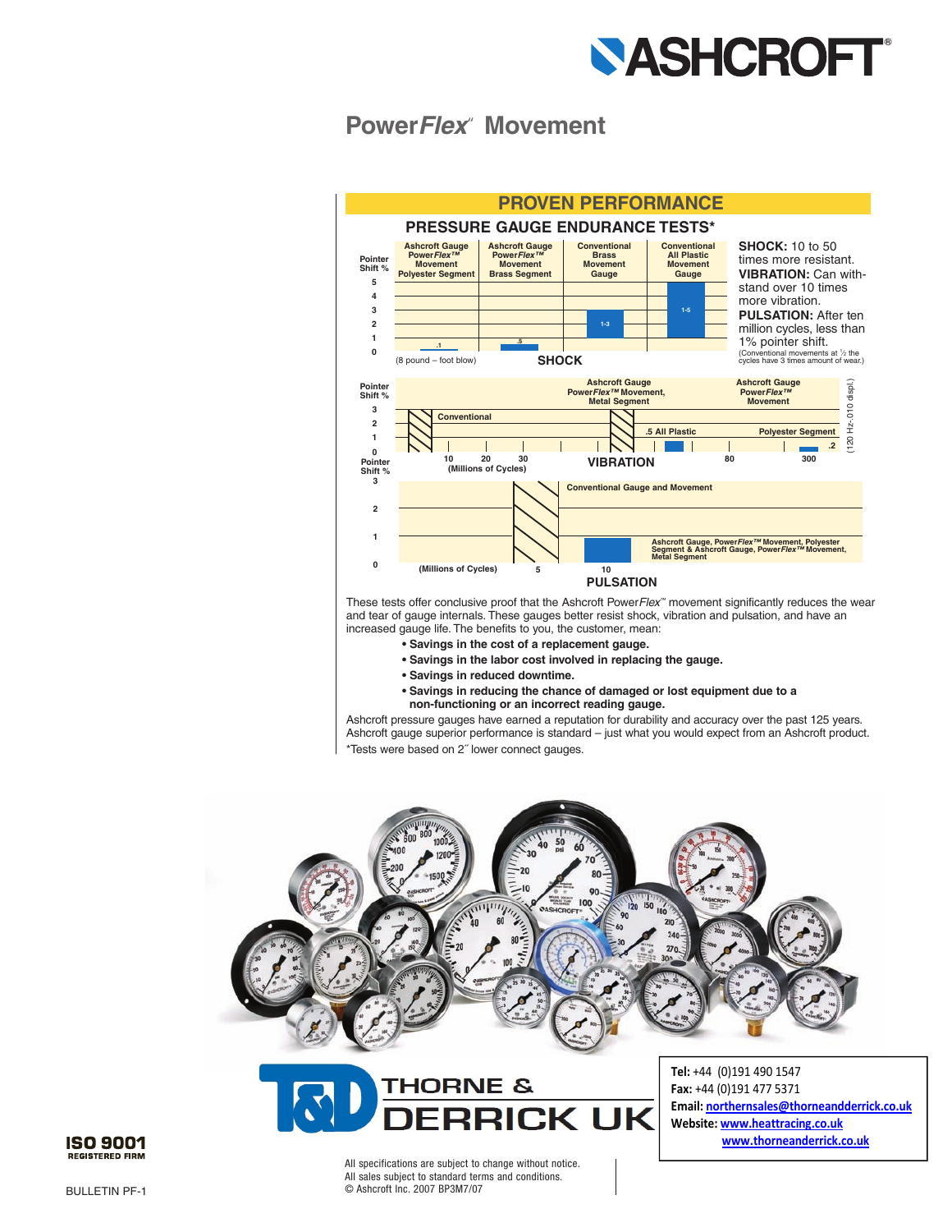# Power*Flex*™ Movement

## PROVEN PERFORMANCE

### PRESSURE GAUGE ENDURANCE TESTS*

Pointer Shift %

Ashcroft Gauge Power*Flex*™ Movement Polyester Segment

Ashcroft Gauge Power*Flex*™ Movement Brass Segment

Conventional Brass Movement Gauge

Conventional All Plastic Movement Gauge

5
4
3
2
1
0

.1
.5
1-3
1-5

(8 pound – foot blow)

SHOCK

**SHOCK:** 10 to 50 times more resistant.
**VIBRATION:** Can withstand over 10 times more vibration.
**PULSATION:** After ten million cycles, less than 1% pointer shift.
(Conventional movements at ½ the cycles have 3 times amount of wear.)

Pointer Shift %

Ashcroft Gauge Power*Flex*™ Movement, Metal Segment

Ashcroft Gauge Power*Flex*™ Movement

3
2
1
0

Conventional

.5 All Plastic

Polyester Segment

.2

10 20 30
(Millions of Cycles)

VIBRATION

80
300

(120 Hz-.010 displ.)

Pointer Shift %

3
2
1
0

Conventional Gauge and Movement

Ashcroft Gauge, Power*Flex*™ Movement, Polyester Segment & Ashcroft Gauge, Power*Flex*™ Movement, Metal Segment

(Millions of Cycles)
5
10

PULSATION

These tests offer conclusive proof that the Ashcroft Power*Flex*™ movement significantly reduces the wear and tear of gauge internals. These gauges better resist shock, vibration and pulsation, and have an increased gauge life. The benefits to you, the customer, mean:

- **Savings in the cost of a replacement gauge.**
- **Savings in the labor cost involved in replacing the gauge.**
- **Savings in reduced downtime.**
- **Savings in reducing the chance of damaged or lost equipment due to a non-functioning or an incorrect reading gauge.**

Ashcroft pressure gauges have earned a reputation for durability and accuracy over the past 125 years. Ashcroft gauge superior performance is standard – just what you would expect from an Ashcroft product.

*Tests were based on 2″ lower connect gauges.

THORNE & DERRICK UK

**Tel:** +44 (0)191 490 1547
**Fax:** +44 (0)191 477 5371
**Email:** northernsales@thorneandderrick.co.uk
**Website:** www.heattracing.co.uk
www.thorneandderrick.co.uk

ISO 9001 REGISTERED FIRM

BULLETIN PF-1

All specifications are subject to change without notice.
All sales subject to standard terms and conditions.
© Ashcroft Inc. 2007 BP3M7/07